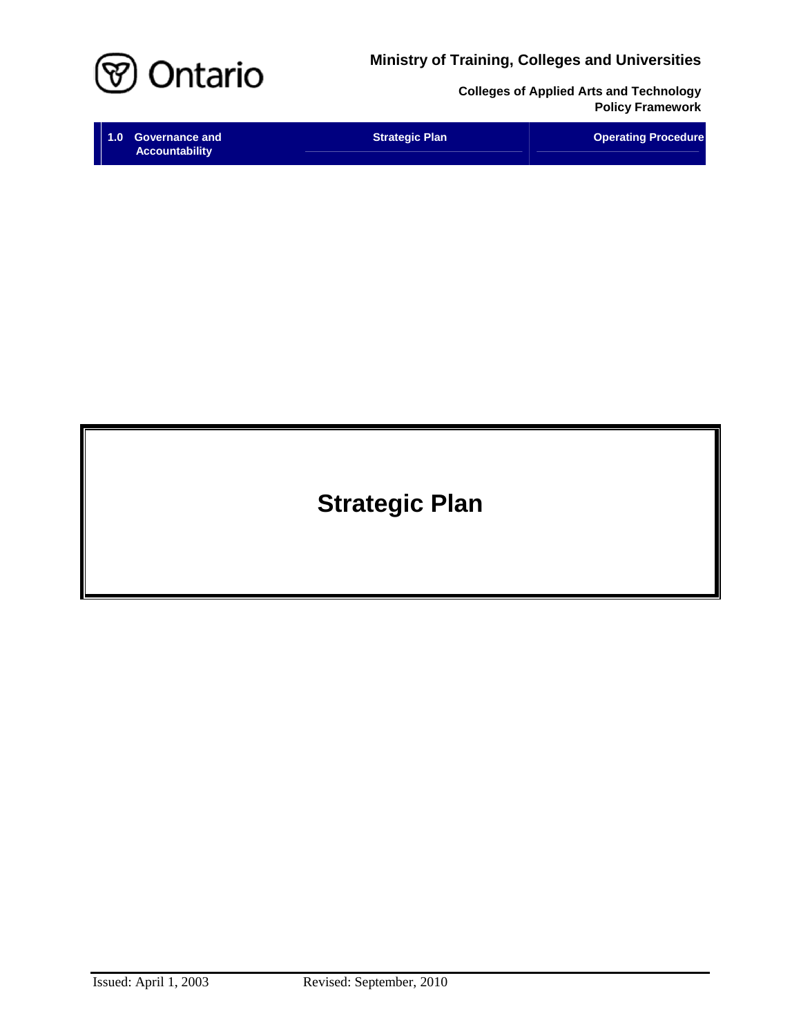Ministry of Training, Colleges and Universities

Colleges of Applied Arts and Technology
Policy Framework

| 1.0 Governance and Accountability | Strategic Plan | Operating Procedure |
|---|---|---|

# Strategic Plan

Issued: April 1, 2003 Revised: September, 2010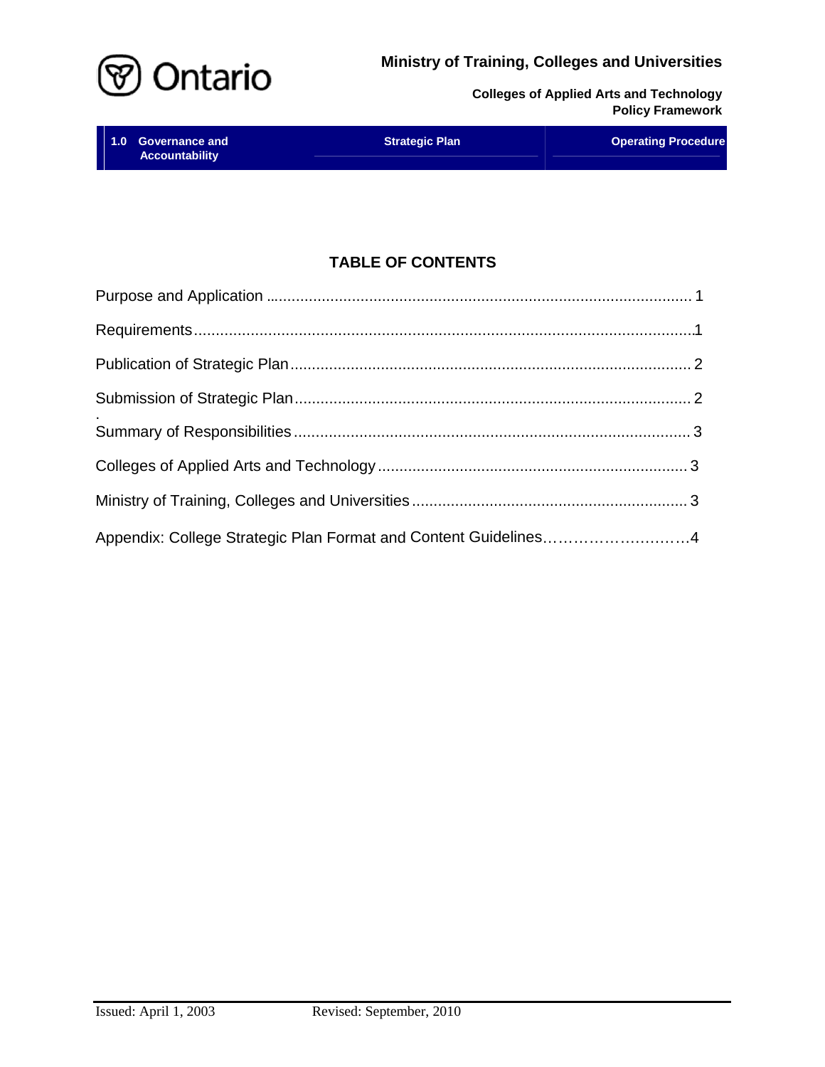# TABLE OF CONTENTS

| Section | Page |
|---|---|
| Purpose and Application | 1 |
| Requirements | 1 |
| Publication of Strategic Plan | 2 |
| Submission of Strategic Plan | 2 |
| Summary of Responsibilities | 3 |
| Colleges of Applied Arts and Technology | 3 |
| Ministry of Training, Colleges and Universities | 3 |
| Appendix: College Strategic Plan Format and Content Guidelines | 4 |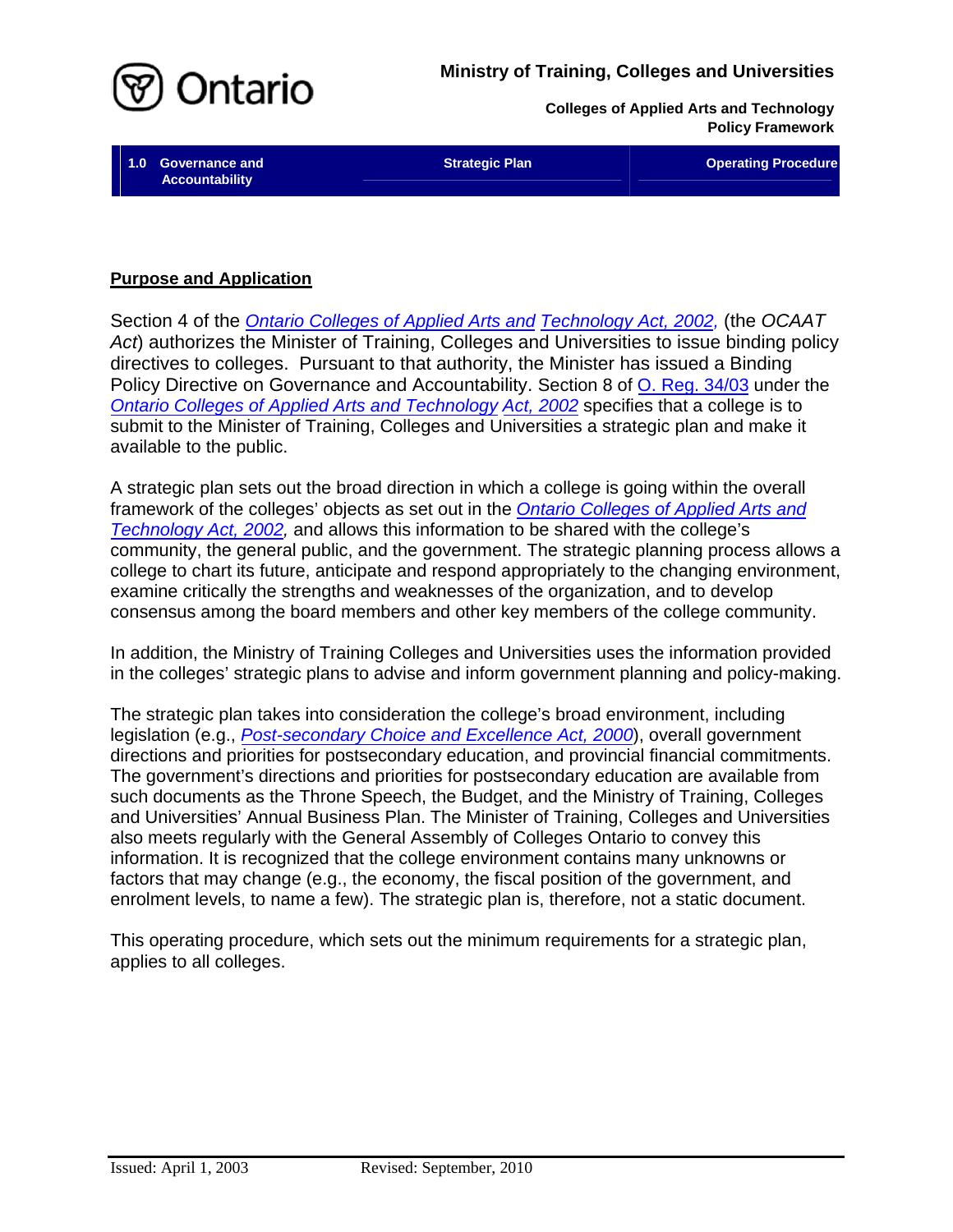## Purpose and Application

Section 4 of the *Ontario Colleges of Applied Arts and Technology Act, 2002,* (the *OCAAT Act*) authorizes the Minister of Training, Colleges and Universities to issue binding policy directives to colleges. Pursuant to that authority, the Minister has issued a Binding Policy Directive on Governance and Accountability. Section 8 of O. Reg. 34/03 under the *Ontario Colleges of Applied Arts and Technology Act, 2002* specifies that a college is to submit to the Minister of Training, Colleges and Universities a strategic plan and make it available to the public.

A strategic plan sets out the broad direction in which a college is going within the overall framework of the colleges' objects as set out in the *Ontario Colleges of Applied Arts and Technology Act, 2002,* and allows this information to be shared with the college's community, the general public, and the government. The strategic planning process allows a college to chart its future, anticipate and respond appropriately to the changing environment, examine critically the strengths and weaknesses of the organization, and to develop consensus among the board members and other key members of the college community.

In addition, the Ministry of Training Colleges and Universities uses the information provided in the colleges' strategic plans to advise and inform government planning and policy-making.

The strategic plan takes into consideration the college's broad environment, including legislation (e.g., *Post-secondary Choice and Excellence Act, 2000*), overall government directions and priorities for postsecondary education, and provincial financial commitments. The government's directions and priorities for postsecondary education are available from such documents as the Throne Speech, the Budget, and the Ministry of Training, Colleges and Universities' Annual Business Plan. The Minister of Training, Colleges and Universities also meets regularly with the General Assembly of Colleges Ontario to convey this information. It is recognized that the college environment contains many unknowns or factors that may change (e.g., the economy, the fiscal position of the government, and enrolment levels, to name a few). The strategic plan is, therefore, not a static document.

This operating procedure, which sets out the minimum requirements for a strategic plan, applies to all colleges.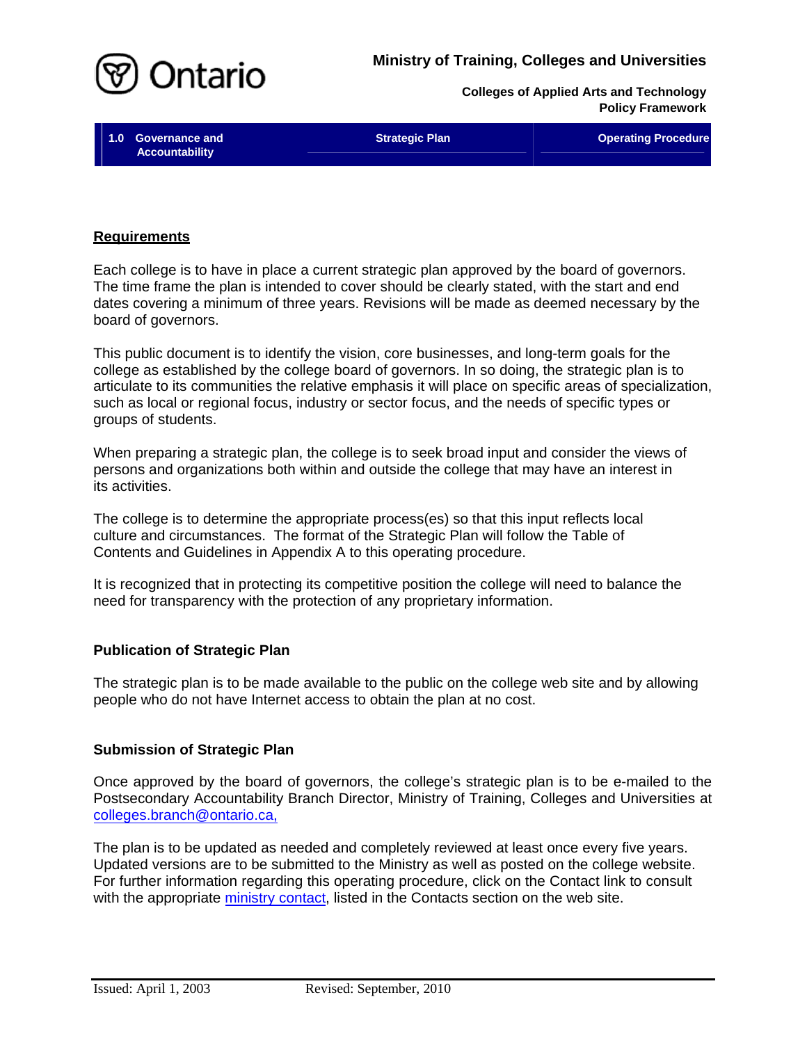## Requirements

Each college is to have in place a current strategic plan approved by the board of governors. The time frame the plan is intended to cover should be clearly stated, with the start and end dates covering a minimum of three years. Revisions will be made as deemed necessary by the board of governors.

This public document is to identify the vision, core businesses, and long-term goals for the college as established by the college board of governors. In so doing, the strategic plan is to articulate to its communities the relative emphasis it will place on specific areas of specialization, such as local or regional focus, industry or sector focus, and the needs of specific types or groups of students.

When preparing a strategic plan, the college is to seek broad input and consider the views of persons and organizations both within and outside the college that may have an interest in its activities.

The college is to determine the appropriate process(es) so that this input reflects local culture and circumstances. The format of the Strategic Plan will follow the Table of Contents and Guidelines in Appendix A to this operating procedure.

It is recognized that in protecting its competitive position the college will need to balance the need for transparency with the protection of any proprietary information.

### Publication of Strategic Plan

The strategic plan is to be made available to the public on the college web site and by allowing people who do not have Internet access to obtain the plan at no cost.

### Submission of Strategic Plan

Once approved by the board of governors, the college's strategic plan is to be e-mailed to the Postsecondary Accountability Branch Director, Ministry of Training, Colleges and Universities at colleges.branch@ontario.ca,

The plan is to be updated as needed and completely reviewed at least once every five years. Updated versions are to be submitted to the Ministry as well as posted on the college website. For further information regarding this operating procedure, click on the Contact link to consult with the appropriate ministry contact, listed in the Contacts section on the web site.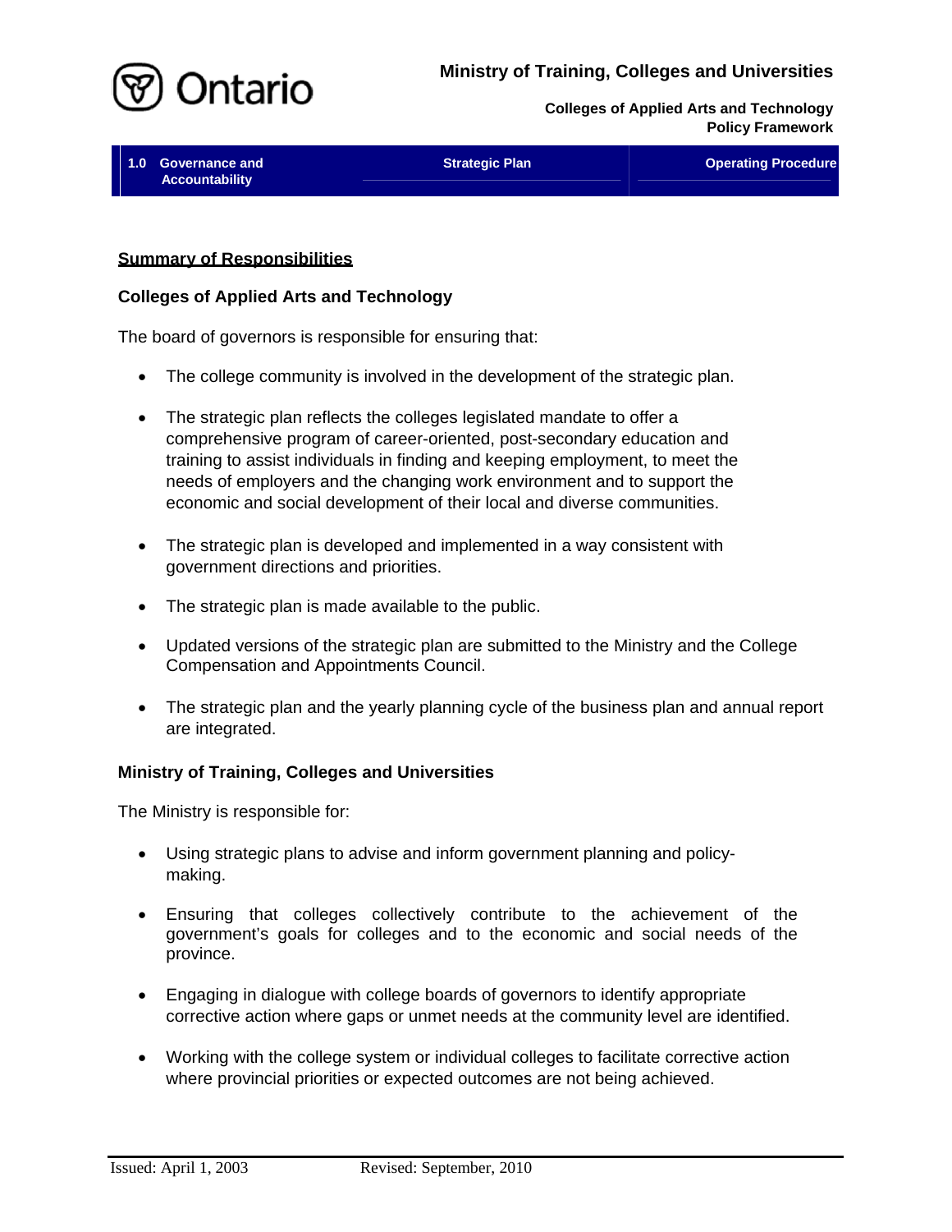## Summary of Responsibilities

### Colleges of Applied Arts and Technology

The board of governors is responsible for ensuring that:

- The college community is involved in the development of the strategic plan.
- The strategic plan reflects the colleges legislated mandate to offer a comprehensive program of career-oriented, post-secondary education and training to assist individuals in finding and keeping employment, to meet the needs of employers and the changing work environment and to support the economic and social development of their local and diverse communities.
- The strategic plan is developed and implemented in a way consistent with government directions and priorities.
- The strategic plan is made available to the public.
- Updated versions of the strategic plan are submitted to the Ministry and the College Compensation and Appointments Council.
- The strategic plan and the yearly planning cycle of the business plan and annual report are integrated.

### Ministry of Training, Colleges and Universities

The Ministry is responsible for:

- Using strategic plans to advise and inform government planning and policy-making.
- Ensuring that colleges collectively contribute to the achievement of the government's goals for colleges and to the economic and social needs of the province.
- Engaging in dialogue with college boards of governors to identify appropriate corrective action where gaps or unmet needs at the community level are identified.
- Working with the college system or individual colleges to facilitate corrective action where provincial priorities or expected outcomes are not being achieved.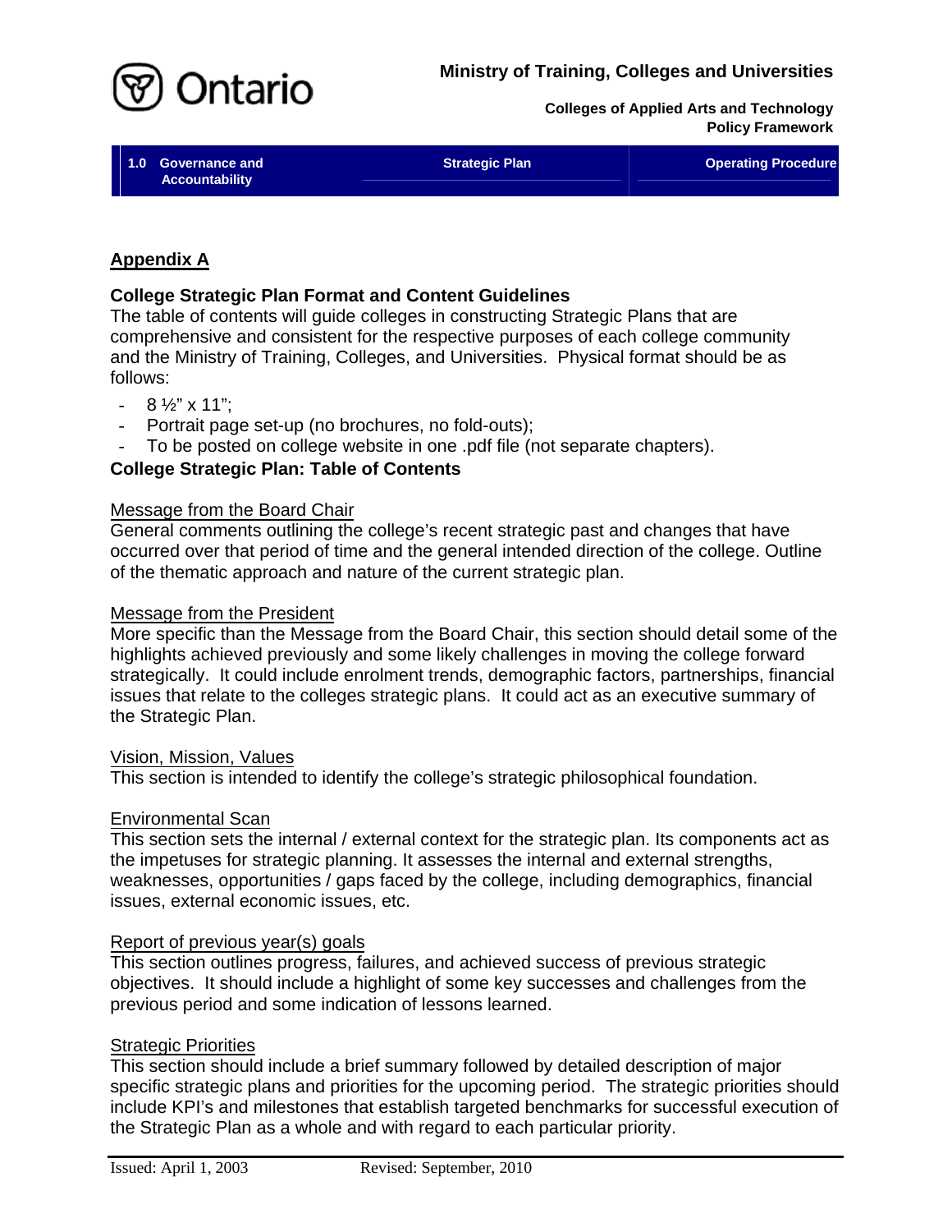## Appendix A

### College Strategic Plan Format and Content Guidelines

The table of contents will guide colleges in constructing Strategic Plans that are comprehensive and consistent for the respective purposes of each college community and the Ministry of Training, Colleges, and Universities. Physical format should be as follows:

- 8 ½" x 11";
- Portrait page set-up (no brochures, no fold-outs);
- To be posted on college website in one .pdf file (not separate chapters).

### College Strategic Plan: Table of Contents

Message from the Board Chair

General comments outlining the college's recent strategic past and changes that have occurred over that period of time and the general intended direction of the college. Outline of the thematic approach and nature of the current strategic plan.

Message from the President

More specific than the Message from the Board Chair, this section should detail some of the highlights achieved previously and some likely challenges in moving the college forward strategically. It could include enrolment trends, demographic factors, partnerships, financial issues that relate to the colleges strategic plans. It could act as an executive summary of the Strategic Plan.

Vision, Mission, Values

This section is intended to identify the college's strategic philosophical foundation.

Environmental Scan

This section sets the internal / external context for the strategic plan. Its components act as the impetuses for strategic planning. It assesses the internal and external strengths, weaknesses, opportunities / gaps faced by the college, including demographics, financial issues, external economic issues, etc.

Report of previous year(s) goals

This section outlines progress, failures, and achieved success of previous strategic objectives. It should include a highlight of some key successes and challenges from the previous period and some indication of lessons learned.

Strategic Priorities

This section should include a brief summary followed by detailed description of major specific strategic plans and priorities for the upcoming period. The strategic priorities should include KPI's and milestones that establish targeted benchmarks for successful execution of the Strategic Plan as a whole and with regard to each particular priority.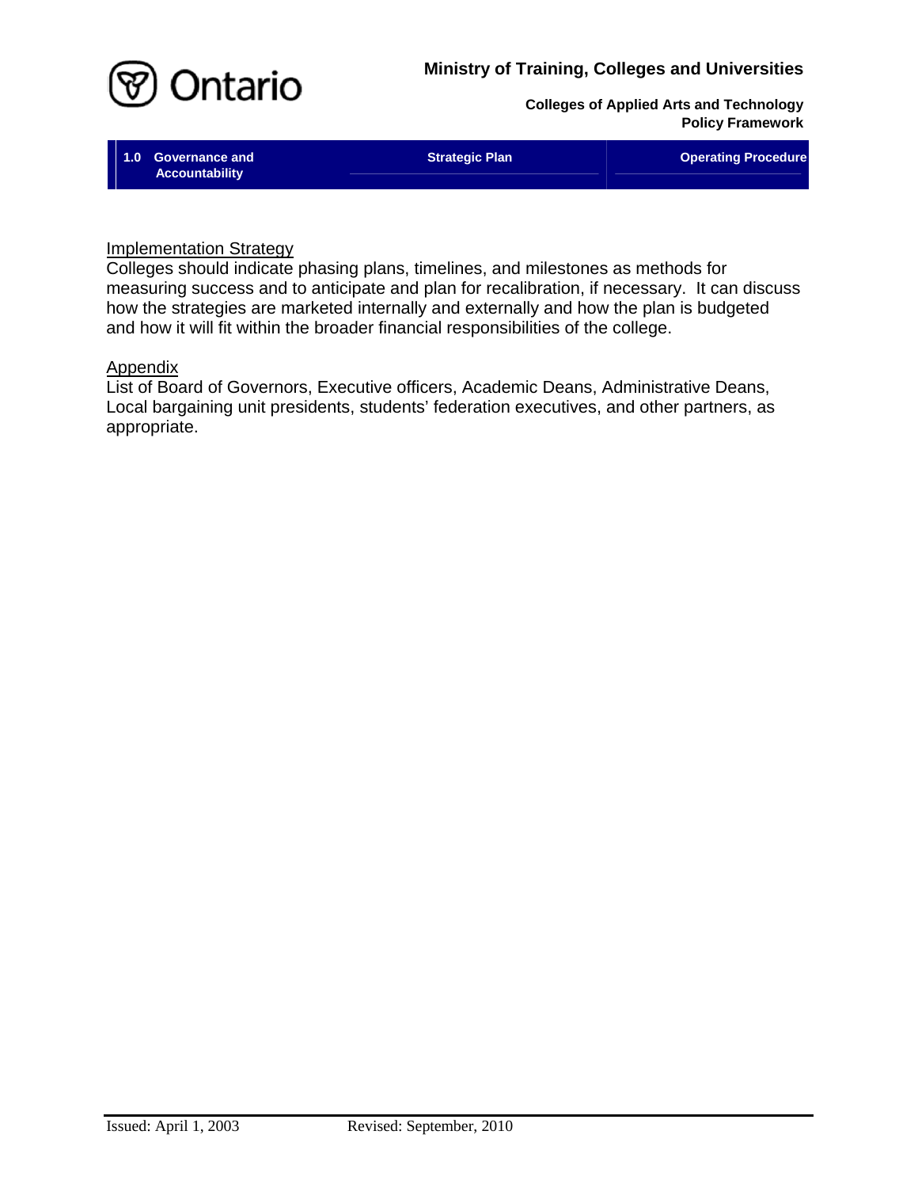Implementation Strategy

Colleges should indicate phasing plans, timelines, and milestones as methods for measuring success and to anticipate and plan for recalibration, if necessary. It can discuss how the strategies are marketed internally and externally and how the plan is budgeted and how it will fit within the broader financial responsibilities of the college.

Appendix

List of Board of Governors, Executive officers, Academic Deans, Administrative Deans, Local bargaining unit presidents, students' federation executives, and other partners, as appropriate.